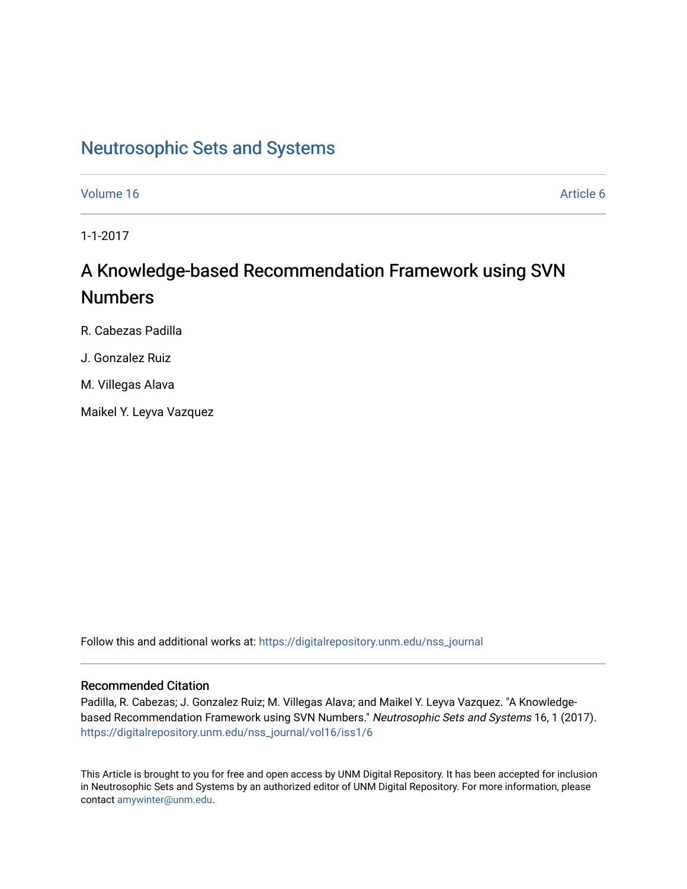# Neutrosophic Sets and Systems

Volume 16 | Article 6

1-1-2017

## A Knowledge-based Recommendation Framework using SVN Numbers

R. Cabezas Padilla

J. Gonzalez Ruiz

M. Villegas Alava

Maikel Y. Leyva Vazquez

Follow this and additional works at: https://digitalrepository.unm.edu/nss_journal

### Recommended Citation

Padilla, R. Cabezas; J. Gonzalez Ruiz; M. Villegas Alava; and Maikel Y. Leyva Vazquez. "A Knowledge-based Recommendation Framework using SVN Numbers." *Neutrosophic Sets and Systems* 16, 1 (2017). https://digitalrepository.unm.edu/nss_journal/vol16/iss1/6

This Article is brought to you for free and open access by UNM Digital Repository. It has been accepted for inclusion in Neutrosophic Sets and Systems by an authorized editor of UNM Digital Repository. For more information, please contact amywinter@unm.edu.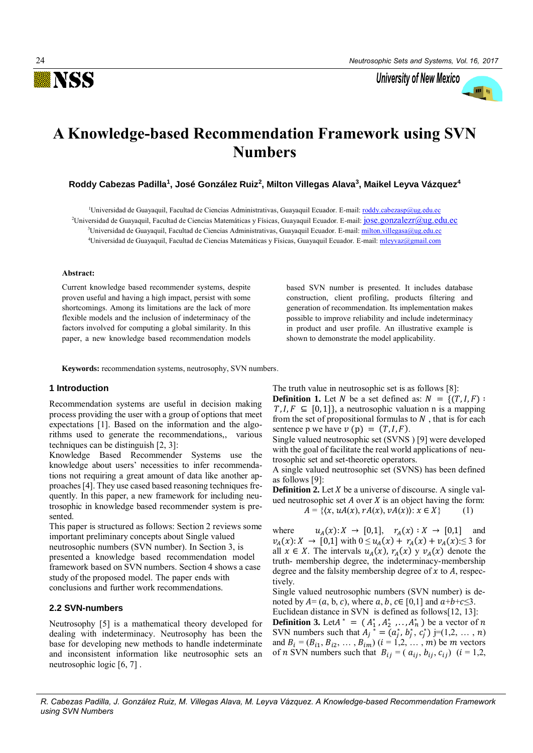# A Knowledge-based Recommendation Framework using SVN Numbers

**Roddy Cabezas Padilla[1], José González Ruiz[2], Milton Villegas Alava[3], Maikel Leyva Vázquez[4]**

[1]Universidad de Guayaquil, Facultad de Ciencias Administrativas, Guayaquil Ecuador. E-mail: roddy.cabezasp@ug.edu.ec
[2]Universidad de Guayaquil, Facultad de Ciencias Matemáticas y Físicas, Guayaquil Ecuador. E-mail: jose.gonzalezr@ug.edu.ec
[3]Universidad de Guayaquil, Facultad de Ciencias Administrativas, Guayaquil Ecuador. E-mail: milton.villegasa@ug.edu.ec
[4]Universidad de Guayaquil, Facultad de Ciencias Matemáticas y Físicas, Guayaquil Ecuador. E-mail: mleyvaz@gmail.com

**Abstract:**

Current knowledge based recommender systems, despite proven useful and having a high impact, persist with some shortcomings. Among its limitations are the lack of more flexible models and the inclusion of indeterminacy of the factors involved for computing a global similarity. In this paper, a new knowledge based recommendation models based SVN number is presented. It includes database construction, client profiling, products filtering and generation of recommendation. Its implementation makes possible to improve reliability and include indeterminacy in product and user profile. An illustrative example is shown to demonstrate the model applicability.

**Keywords:** recommendation systems, neutrosophy, SVN numbers.

## 1 Introduction

Recommendation systems are useful in decision making process providing the user with a group of options that meet expectations [1]. Based on the information and the algorithms used to generate the recommendations, various techniques can be distinguish [2, 3]:

Knowledge Based Recommender Systems use the knowledge about users' necessities to infer recommendations not requiring a great amount of data like another approaches [4]. They use cased based reasoning techniques frequently. In this paper, a new framework for including neutrosophic in knowledge based recommender system is presented.

This paper is structured as follows: Section 2 reviews some important preliminary concepts about Single valued neutrosophic numbers (SVN number). In Section 3, is presented a knowledge based recommendation model framework based on SVN numbers. Section 4 shows a case study of the proposed model. The paper ends with conclusions and further work recommendations.

## 2.2 SVN-numbers

Neutrosophy [5] is a mathematical theory developed for dealing with indeterminacy. Neutrosophy has been the base for developing new methods to handle indeterminate and inconsistent information like neutrosophic sets an neutrosophic logic [6, 7] .

The truth value in neutrosophic set is as follows [8]:

**Definition 1.** Let $N$ be a set defined as: $N = \{(T, I, F) : T, I, F \subseteq [0, 1]\}$, a neutrosophic valuation n is a mapping from the set of propositional formulas to $N$ , that is for each sentence p we have $v\,(\mathrm{p}) = (T, I, F)$.

Single valued neutrosophic set (SVNS ) [9] were developed with the goal of facilitate the real world applications of neutrosophic set and set-theoretic operators.

A single valued neutrosophic set (SVNS) has been defined as follows [9]:

**Definition 2.** Let $X$ be a universe of discourse. A single valued neutrosophic set $A$ over $X$ is an object having the form:

$$A = \{\langle x, uA(x), rA(x), vA(x)\rangle : x \in X\} \qquad (1)$$

where $u_A(x): X \rightarrow [0,1]$, $r_A(x) : X \rightarrow [0,1]$ and $v_A(x): X \rightarrow [0,1]$ with $0 \leq u_A(x) + r_A(x) + v_A(x) :\leq 3$ for all $x \in X$. The intervals $u_A(x)$, $r_A(x)$ y $v_A(x)$ denote the truth- membership degree, the indeterminacy-membership degree and the falsity membership degree of $x$ to $A$, respectively.

Single valued neutrosophic numbers (SVN number) is denoted by $A = (a, b, c)$, where $a, b, c \in [0,1]$ and $a+b+c \leq 3$.

Euclidean distance in SVN is defined as follows[12, 13]:

**Definition 3.** Let $A^* = (A_1^*, A_2^*, \ldots, A_n^*)$ be a vector of $n$ SVN numbers such that $A_j^* = (a_j^*, b_j^*, c_j^*)$ j=(1,2, … , $n$) and $B_i = (B_{i1}, B_{i2}, \ldots, B_{im})$ $(i = 1,2, \ldots, m)$ be $m$ vectors of $n$ SVN numbers such that $B_{ij} = (a_{ij}, b_{ij}, c_{ij})$ (i = 1,2,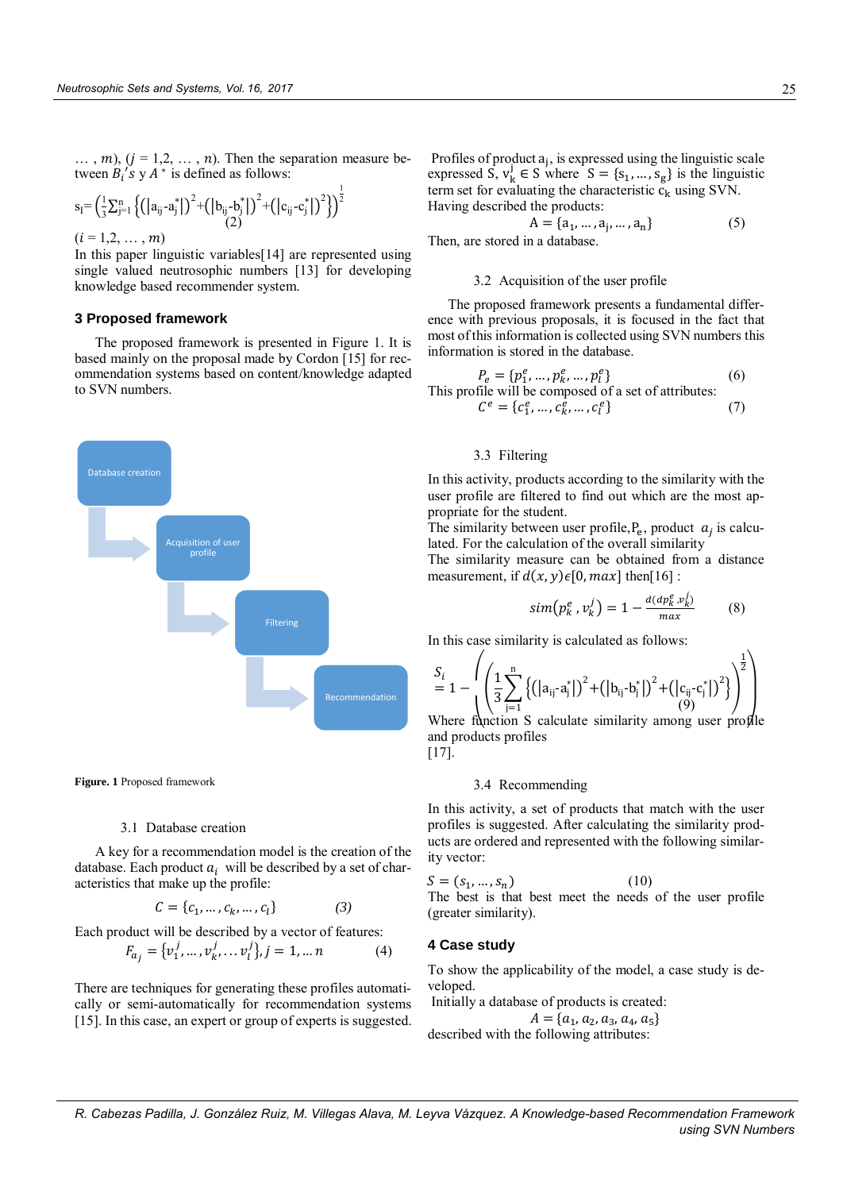… , $m$), ($j$ = 1,2, … , $n$). Then the separation measure between $B_i$'s y $A^*$ is defined as follows:

$$s_i = \left(\frac{1}{3}\sum_{j=1}^{n}\left\{\left(|a_{ij}-a_j^*|\right)^2+\left(|b_{ij}-b_j^*|\right)^2+\left(|c_{ij}-c_j^*|\right)^2\right\}\right)^{\frac{1}{2}} \quad (2)$$

($i$ = 1,2, … , $m$)

In this paper linguistic variables[14] are represented using single valued neutrosophic numbers [13] for developing knowledge based recommender system.

## 3 Proposed framework

The proposed framework is presented in Figure 1. It is based mainly on the proposal made by Cordon [15] for recommendation systems based on content/knowledge adapted to SVN numbers.

Database creation

Acquisition of user profile

Filtering

Recommendation

**Figure. 1** Proposed framework

### 3.1 Database creation

A key for a recommendation model is the creation of the database. Each product $a_i$ will be described by a set of characteristics that make up the profile:

$$C = \{c_1, \dots, c_k, \dots, c_l\} \quad (3)$$

Each product will be described by a vector of features:

$$F_{a_j} = \{v_1^j, \dots, v_k^j, \dots v_l^j\}, j = 1, \dots n \quad (4)$$

There are techniques for generating these profiles automatically or semi-automatically for recommendation systems [15]. In this case, an expert or group of experts is suggested.

Profiles of product $a_j$, is expressed using the linguistic scale expressed S, $v_k^j \in S$ where $S = \{s_1, \dots, s_g\}$ is the linguistic term set for evaluating the characteristic $c_k$ using SVN. Having described the products:

$$A = \{a_1, \dots, a_j, \dots, a_n\} \quad (5)$$

Then, are stored in a database.

### 3.2 Acquisition of the user profile

The proposed framework presents a fundamental difference with previous proposals, it is focused in the fact that most of this information is collected using SVN numbers this information is stored in the database.

$$P_e = \{p_1^e, \dots, p_k^e, \dots, p_l^e\} \quad (6)$$

This profile will be composed of a set of attributes:

$$C^e = \{c_1^e, \dots, c_k^e, \dots, c_l^e\} \quad (7)$$

### 3.3 Filtering

In this activity, products according to the similarity with the user profile are filtered to find out which are the most appropriate for the student.

The similarity between user profile, $P_e$, product $a_j$ is calculated. For the calculation of the overall similarity

The similarity measure can be obtained from a distance measurement, if $d(x, y)\epsilon[0, max]$ then[16] :

$$sim(p_k^e, v_k^j) = 1 - \frac{d(dp_k^e, v_k^j)}{max} \quad (8)$$

In this case similarity is calculated as follows:

$$S_i = 1 - \left(\left(\frac{1}{3}\sum_{j=1}^{n}\left\{\left(|a_{ij}-a_j^*|\right)^2+\left(|b_{ij}-b_j^*|\right)^2+\left(|c_{ij}-c_j^*|\right)^2\right\}\right)^{\frac{1}{2}}\right) \quad (9)$$

Where function S calculate similarity among user profile and products profiles [17].

### 3.4 Recommending

In this activity, a set of products that match with the user profiles is suggested. After calculating the similarity products are ordered and represented with the following similarity vector:

$$S = (s_1, \dots, s_n) \quad (10)$$

The best is that best meet the needs of the user profile (greater similarity).

## 4 Case study

To show the applicability of the model, a case study is developed.

Initially a database of products is created:

$$A = \{a_1, a_2, a_3, a_4, a_5\}$$

described with the following attributes: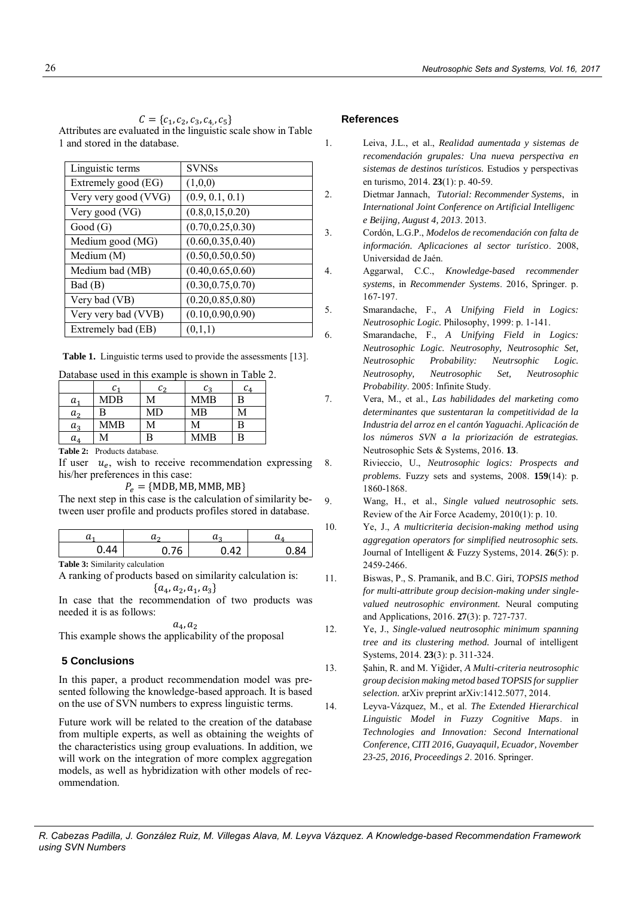$$C = \{c_1, c_2, c_3, c_{4,}, c_5\}$$

Attributes are evaluated in the linguistic scale show in Table 1 and stored in the database.

| Linguistic terms | SVNSs |
|---|---|
| Extremely good (EG) | (1,0,0) |
| Very very good (VVG) | (0.9, 0.1, 0.1) |
| Very good (VG) | (0.8,0,15,0.20) |
| Good (G) | (0.70,0.25,0.30) |
| Medium good (MG) | (0.60,0.35,0.40) |
| Medium (M) | (0.50,0.50,0.50) |
| Medium bad (MB) | (0.40,0.65,0.60) |
| Bad (B) | (0.30,0.75,0.70) |
| Very bad (VB) | (0.20,0.85,0.80) |
| Very very bad (VVB) | (0.10,0.90,0.90) |
| Extremely bad (EB) | (0,1,1) |

**Table 1.** Linguistic terms used to provide the assessments [13].

Database used in this example is shown in Table 2.

| | $c_1$ | $c_2$ | $c_3$ | $c_4$ |
|---|---|---|---|---|
| $a_1$ | MDB | M | MMB | B |
| $a_2$ | B | MD | MB | M |
| $a_3$ | MMB | M | M | B |
| $a_4$ | M | B | MMB | B |

**Table 2:** Products database.

If user $u_e$, wish to receive recommendation expressing his/her preferences in this case:

$$P_e = \{\text{MDB}, \text{MB}, \text{MMB}, \text{MB}\}$$

The next step in this case is the calculation of similarity between user profile and products profiles stored in database.

| $a_1$ | $a_2$ | $a_3$ | $a_4$ |
|---|---|---|---|
| 0.44 | 0.76 | 0.42 | 0.84 |

**Table 3:** Similarity calculation

A ranking of products based on similarity calculation is:

$$\{a_4, a_2, a_1, a_3\}$$

In case that the recommendation of two products was needed it is as follows:

$$a_4, a_2$$

This example shows the applicability of the proposal

## 5 Conclusions

In this paper, a product recommendation model was presented following the knowledge-based approach. It is based on the use of SVN numbers to express linguistic terms.

Future work will be related to the creation of the database from multiple experts, as well as obtaining the weights of the characteristics using group evaluations. In addition, we will work on the integration of more complex aggregation models, as well as hybridization with other models of recommendation.

## References

1. Leiva, J.L., et al., *Realidad aumentada y sistemas de recomendación grupales: Una nueva perspectiva en sistemas de destinos turísticos.* Estudios y perspectivas en turismo, 2014. **23**(1): p. 40-59.
2. Dietmar Jannach, *Tutorial: Recommender Systems*, in *International Joint Conference on Artificial Intelligenc e Beijing, August 4, 2013*. 2013.
3. Cordón, L.G.P., *Modelos de recomendación con falta de información. Aplicaciones al sector turístico*. 2008, Universidad de Jaén.
4. Aggarwal, C.C., *Knowledge-based recommender systems*, in *Recommender Systems*. 2016, Springer. p. 167-197.
5. Smarandache, F., *A Unifying Field in Logics: Neutrosophic Logic.* Philosophy, 1999: p. 1-141.
6. Smarandache, F., *A Unifying Field in Logics: Neutrosophic Logic. Neutrosophy, Neutrosophic Set, Neutrosophic Probability: Neutrsophic Logic. Neutrosophy, Neutrosophic Set, Neutrosophic Probability*. 2005: Infinite Study.
7. Vera, M., et al., *Las habilidades del marketing como determinantes que sustentaran la competitividad de la Industria del arroz en el cantón Yaguachi. Aplicación de los números SVN a la priorización de estrategias.* Neutrosophic Sets & Systems, 2016. **13**.
8. Rivieccio, U., *Neutrosophic logics: Prospects and problems.* Fuzzy sets and systems, 2008. **159**(14): p. 1860-1868.
9. Wang, H., et al., *Single valued neutrosophic sets.* Review of the Air Force Academy, 2010(1): p. 10.
10. Ye, J., *A multicriteria decision-making method using aggregation operators for simplified neutrosophic sets.* Journal of Intelligent & Fuzzy Systems, 2014. **26**(5): p. 2459-2466.
11. Biswas, P., S. Pramanik, and B.C. Giri, *TOPSIS method for multi-attribute group decision-making under single-valued neutrosophic environment.* Neural computing and Applications, 2016. **27**(3): p. 727-737.
12. Ye, J., *Single-valued neutrosophic minimum spanning tree and its clustering method.* Journal of intelligent Systems, 2014. **23**(3): p. 311-324.
13. Şahin, R. and M. Yiğider, *A Multi-criteria neutrosophic group decision making metod based TOPSIS for supplier selection.* arXiv preprint arXiv:1412.5077, 2014.
14. Leyva-Vázquez, M., et al. *The Extended Hierarchical Linguistic Model in Fuzzy Cognitive Maps*. in *Technologies and Innovation: Second International Conference, CITI 2016, Guayaquil, Ecuador, November 23-25, 2016, Proceedings 2*. 2016. Springer.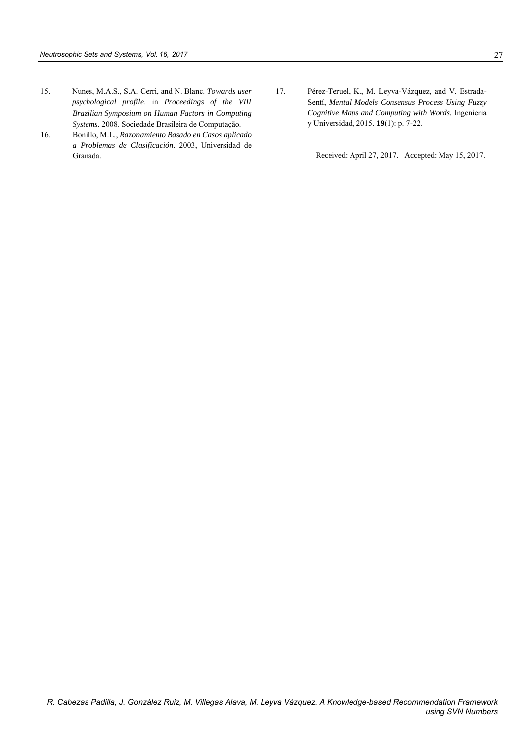15. Nunes, M.A.S., S.A. Cerri, and N. Blanc. *Towards user psychological profile*. in *Proceedings of the VIII Brazilian Symposium on Human Factors in Computing Systems*. 2008. Sociedade Brasileira de Computação.
16. Bonillo, M.L., *Razonamiento Basado en Casos aplicado a Problemas de Clasificación*. 2003, Universidad de Granada.
17. Pérez-Teruel, K., M. Leyva-Vázquez, and V. Estrada-Sentí, *Mental Models Consensus Process Using Fuzzy Cognitive Maps and Computing with Words*. Ingenieria y Universidad, 2015. **19**(1): p. 7-22.

Received: April 27, 2017. Accepted: May 15, 2017.